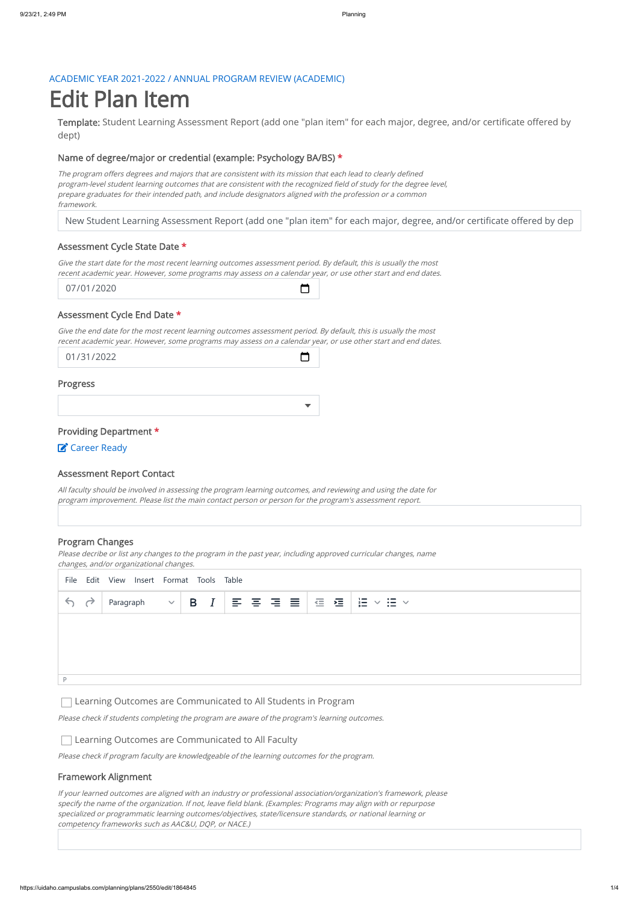ACADEMIC YEAR 2021-2022 / ANNUAL PROGRAM REVIEW (ACADEMIC)

# Edit Plan Item

**Template:** Student Learning Assessment Report (add one "plan item" for each major, degree, and/or certificate offered by dept)

### Name of degree/major or credential (example: Psychology BA/BS) *

*The program offers degrees and majors that are consistent with its mission that each lead to clearly defined program-level student learning outcomes that are consistent with the recognized field of study for the degree level, prepare graduates for their intended path, and include designators aligned with the profession or a common framework.*

New Student Learning Assessment Report (add one "plan item" for each major, degree, and/or certificate offered by dep

### Assessment Cycle State Date *

*Give the start date for the most recent learning outcomes assessment period. By default, this is usually the most recent academic year. However, some programs may assess on a calendar year, or use other start and end dates.*

07/01/2020

### Assessment Cycle End Date *

*Give the end date for the most recent learning outcomes assessment period. By default, this is usually the most recent academic year. However, some programs may assess on a calendar year, or use other start and end dates.*

01/31/2022

### Progress

### Providing Department *

Career Ready

### Assessment Report Contact

*All faculty should be involved in assessing the program learning outcomes, and reviewing and using the date for program improvement. Please list the main contact person or person for the program's assessment report.*

### Program Changes

*Please decribe or list any changes to the program in the past year, including approved curricular changes, name changes, and/or organizational changes.*

File Edit View Insert Format Tools Table

Paragraph

P

- [ ] Learning Outcomes are Communicated to All Students in Program

*Please check if students completing the program are aware of the program's learning outcomes.*

- [ ] Learning Outcomes are Communicated to All Faculty

*Please check if program faculty are knowledgeable of the learning outcomes for the program.*

### Framework Alignment

*If your learned outcomes are aligned with an industry or professional association/organization's framework, please specify the name of the organization. If not, leave field blank. (Examples: Programs may align with or repurpose specialized or programmatic learning outcomes/objectives, state/licensure standards, or national learning or competency frameworks such as AAC&U, DQP, or NACE.)*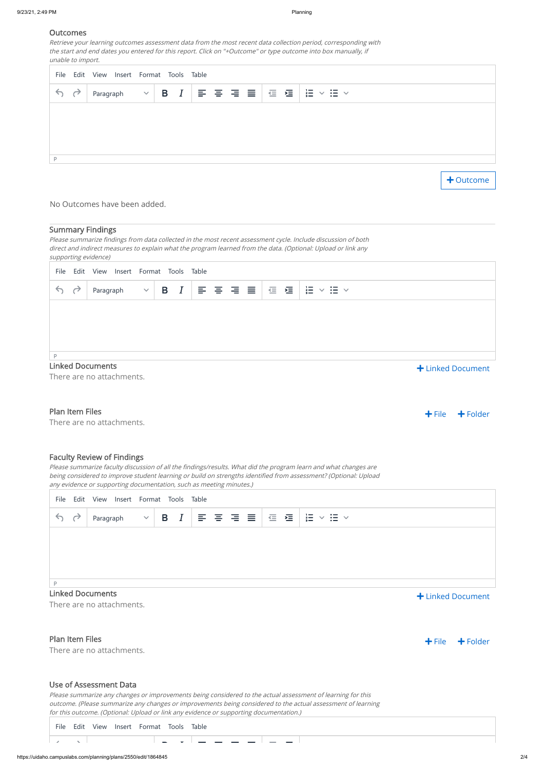## Outcomes

*Retrieve your learning outcomes assessment data from the most recent data collection period, corresponding with the start and end dates you entered for this report. Click on "+Outcome" or type outcome into box manually, if unable to import.*

File Edit View Insert Format Tools Table

Paragraph

P

+ Outcome

No Outcomes have been added.

## Summary Findings

*Please summarize findings from data collected in the most recent assessment cycle. Include discussion of both direct and indirect measures to explain what the program learned from the data. (Optional: Upload or link any supporting evidence)*

File Edit View Insert Format Tools Table

Paragraph

P

### Linked Documents

+ Linked Document

There are no attachments.

### Plan Item Files

+ File + Folder

There are no attachments.

## Faculty Review of Findings

*Please summarize faculty discussion of all the findings/results. What did the program learn and what changes are being considered to improve student learning or build on strengths identified from assessment? (Optional: Upload any evidence or supporting documentation, such as meeting minutes.)*

File Edit View Insert Format Tools Table

Paragraph

P

### Linked Documents

+ Linked Document

There are no attachments.

### Plan Item Files

+ File + Folder

There are no attachments.

## Use of Assessment Data

*Please summarize any changes or improvements being considered to the actual assessment of learning for this outcome. (Please summarize any changes or improvements being considered to the actual assessment of learning for this outcome. (Optional: Upload or link any evidence or supporting documentation.)*

File Edit View Insert Format Tools Table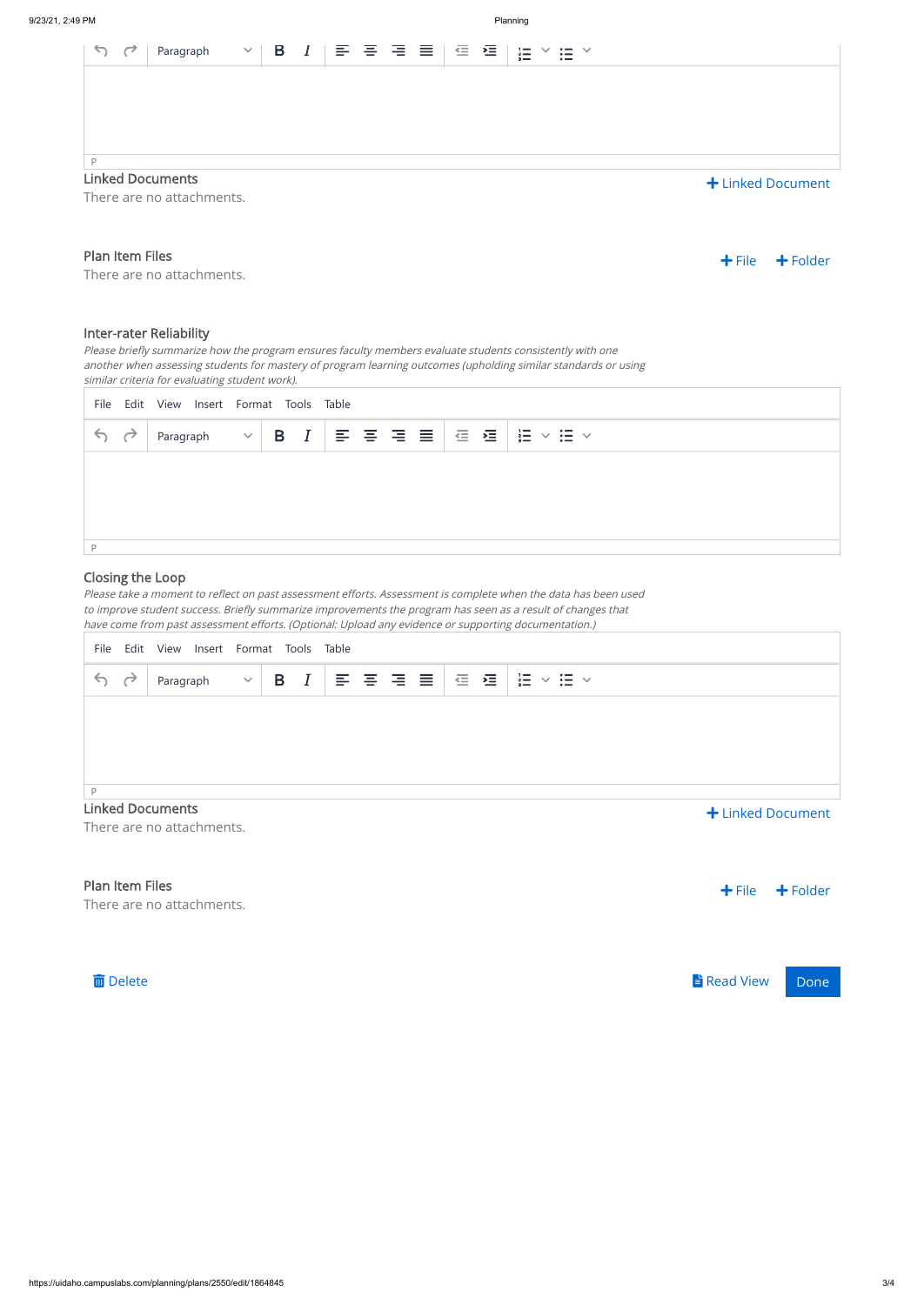Linked Documents

There are no attachments.

+ Linked Document

Plan Item Files

There are no attachments.

+ File + Folder

### Inter-rater Reliability

*Please briefly summarize how the program ensures faculty members evaluate students consistently with one another when assessing students for mastery of program learning outcomes (upholding similar standards or using similar criteria for evaluating student work).*

### Closing the Loop

*Please take a moment to reflect on past assessment efforts. Assessment is complete when the data has been used to improve student success. Briefly summarize improvements the program has seen as a result of changes that have come from past assessment efforts. (Optional: Upload any evidence or supporting documentation.)*

Linked Documents

There are no attachments.

+ Linked Document

Plan Item Files

There are no attachments.

+ File + Folder

Delete

Read View Done